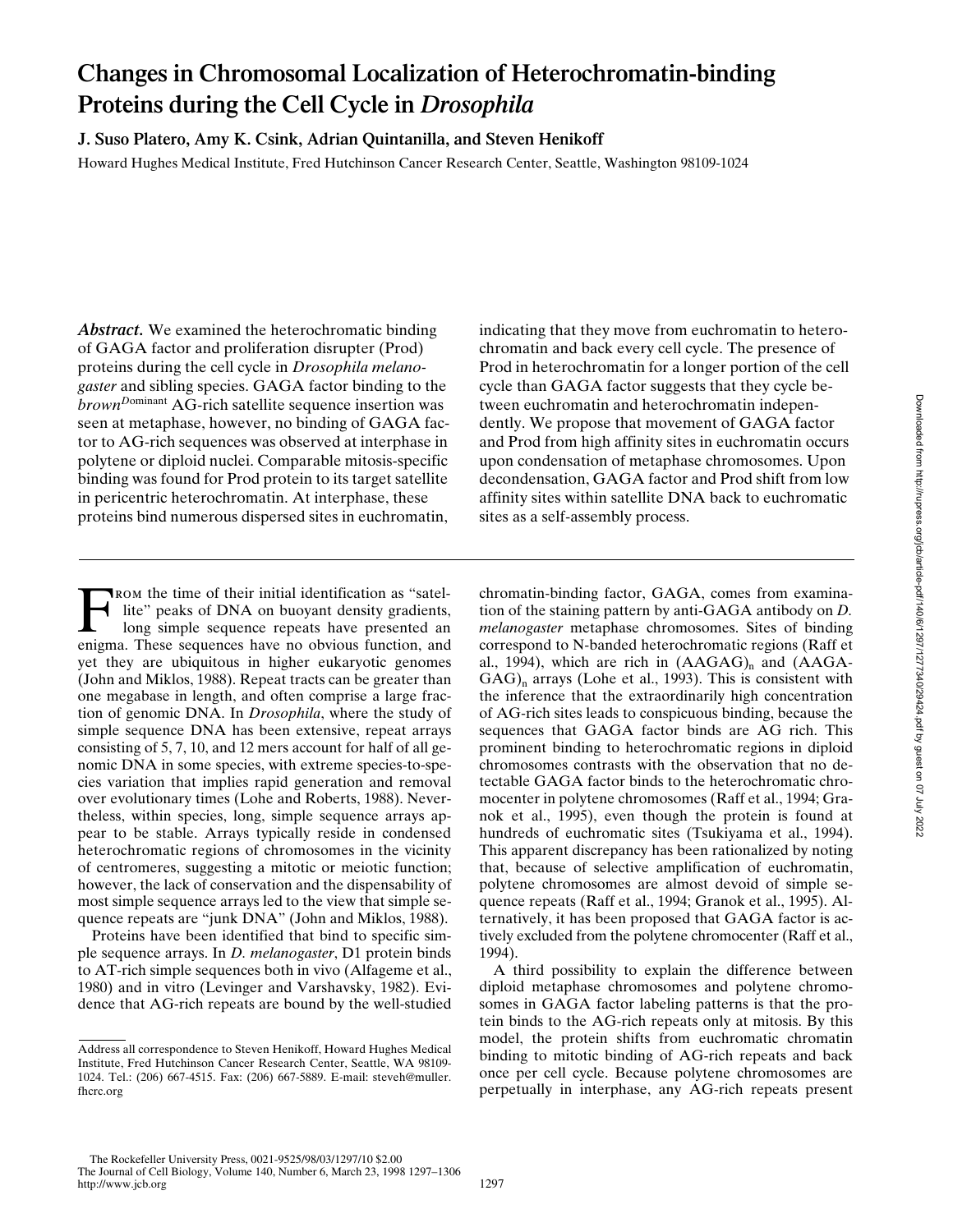# Changes in Chromosomal Localization of Heterochromatin-binding Proteins during the Cell Cycle in *Drosophila*

**J. Suso Platero, Amy K. Csink, Adrian Quintanilla, and Steven Henikoff**

Howard Hughes Medical Institute, Fred Hutchinson Cancer Research Center, Seattle, Washington 98109-1024

***Abstract.*** We examined the heterochromatic binding of GAGA factor and proliferation disrupter (Prod) proteins during the cell cycle in *Drosophila melanogaster* and sibling species. GAGA factor binding to the *brown*$^{Dominant}$ AG-rich satellite sequence insertion was seen at metaphase, however, no binding of GAGA factor to AG-rich sequences was observed at interphase in polytene or diploid nuclei. Comparable mitosis-specific binding was found for Prod protein to its target satellite in pericentric heterochromatin. At interphase, these proteins bind numerous dispersed sites in euchromatin, indicating that they move from euchromatin to heterochromatin and back every cell cycle. The presence of Prod in heterochromatin for a longer portion of the cell cycle than GAGA factor suggests that they cycle between euchromatin and heterochromatin independently. We propose that movement of GAGA factor and Prod from high affinity sites in euchromatin occurs upon condensation of metaphase chromosomes. Upon decondensation, GAGA factor and Prod shift from low affinity sites within satellite DNA back to euchromatic sites as a self-assembly process.

From the time of their initial identification as "satellite" peaks of DNA on buoyant density gradients, long simple sequence repeats have presented an enigma. These sequences have no obvious function, and yet they are ubiquitous in higher eukaryotic genomes (John and Miklos, 1988). Repeat tracts can be greater than one megabase in length, and often comprise a large fraction of genomic DNA. In *Drosophila*, where the study of simple sequence DNA has been extensive, repeat arrays consisting of 5, 7, 10, and 12 mers account for half of all genomic DNA in some species, with extreme species-to-species variation that implies rapid generation and removal over evolutionary times (Lohe and Roberts, 1988). Nevertheless, within species, long, simple sequence arrays appear to be stable. Arrays typically reside in condensed heterochromatic regions of chromosomes in the vicinity of centromeres, suggesting a mitotic or meiotic function; however, the lack of conservation and the dispensability of most simple sequence arrays led to the view that simple sequence repeats are "junk DNA" (John and Miklos, 1988).

Proteins have been identified that bind to specific simple sequence arrays. In *D. melanogaster*, D1 protein binds to AT-rich simple sequences both in vivo (Alfageme et al., 1980) and in vitro (Levinger and Varshavsky, 1982). Evidence that AG-rich repeats are bound by the well-studied chromatin-binding factor, GAGA, comes from examination of the staining pattern by anti-GAGA antibody on *D. melanogaster* metaphase chromosomes. Sites of binding correspond to N-banded heterochromatic regions (Raff et al., 1994), which are rich in $(AAGAG)_n$ and $(AAGAGAG)_n$ arrays (Lohe et al., 1993). This is consistent with the inference that the extraordinarily high concentration of AG-rich sites leads to conspicuous binding, because the sequences that GAGA factor binds are AG rich. This prominent binding to heterochromatic regions in diploid chromosomes contrasts with the observation that no detectable GAGA factor binds to the heterochromatic chromocenter in polytene chromosomes (Raff et al., 1994; Granok et al., 1995), even though the protein is found at hundreds of euchromatic sites (Tsukiyama et al., 1994). This apparent discrepancy has been rationalized by noting that, because of selective amplification of euchromatin, polytene chromosomes are almost devoid of simple sequence repeats (Raff et al., 1994; Granok et al., 1995). Alternatively, it has been proposed that GAGA factor is actively excluded from the polytene chromocenter (Raff et al., 1994).

A third possibility to explain the difference between diploid metaphase chromosomes and polytene chromosomes in GAGA factor labeling patterns is that the protein binds to the AG-rich repeats only at mitosis. By this model, the protein shifts from euchromatic chromatin binding to mitotic binding of AG-rich repeats and back once per cell cycle. Because polytene chromosomes are perpetually in interphase, any AG-rich repeats present

Address all correspondence to Steven Henikoff, Howard Hughes Medical Institute, Fred Hutchinson Cancer Research Center, Seattle, WA 98109-1024. Tel.: (206) 667-4515. Fax: (206) 667-5889. E-mail: steveh@muller.fhcrc.org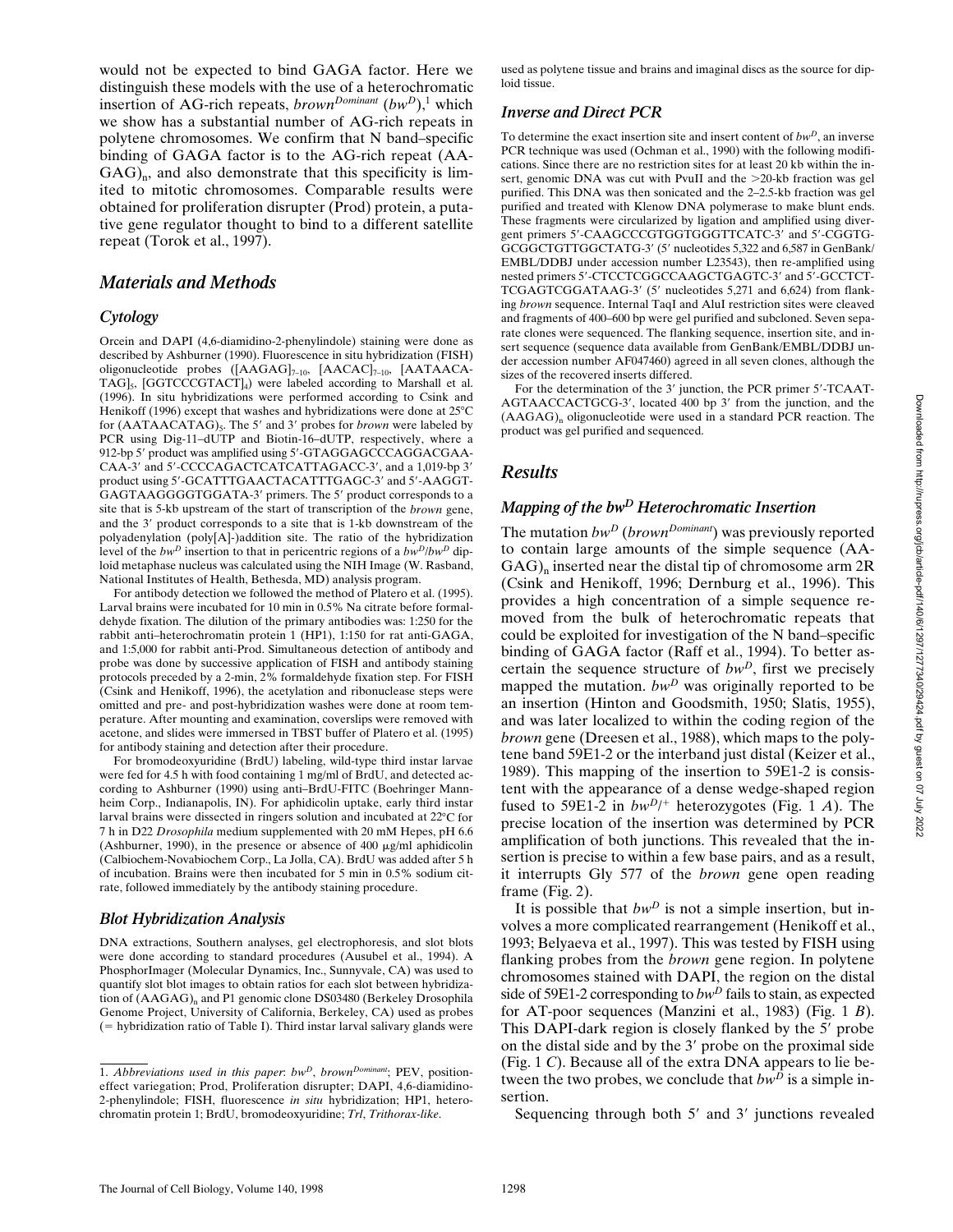would not be expected to bind GAGA factor. Here we distinguish these models with the use of a heterochromatic insertion of AG-rich repeats, *brown*[Dominant] (*bw*[D]),[1] which we show has a substantial number of AG-rich repeats in polytene chromosomes. We confirm that N band–specific binding of GAGA factor is to the AG-rich repeat $(AAGAG)_n$, and also demonstrate that this specificity is limited to mitotic chromosomes. Comparable results were obtained for proliferation disrupter (Prod) protein, a putative gene regulator thought to bind to a different satellite repeat (Torok et al., 1997).

## Materials and Methods

### Cytology

Orcein and DAPI (4,6-diamidino-2-phenylindole) staining were done as described by Ashburner (1990). Fluorescence in situ hybridization (FISH) oligonucleotide probes ($[AAGAG]_{7-10}$, $[AACAC]_{7-10}$, $[AATAACATAG]_5$, $[GGTCCCGTACT]_4$) were labeled according to Marshall et al. (1996). In situ hybridizations were performed according to Csink and Henikoff (1996) except that washes and hybridizations were done at 25°C for $(AATAACATAG)_5$. The 5′ and 3′ probes for *brown* were labeled by PCR using Dig-11–dUTP and Biotin-16–dUTP, respectively, where a 912-bp 5′ product was amplified using 5′-GTAGGAGCCCAGGACGAACAA-3′ and 5′-CCCCAGACTCATCATTAGACC-3′, and a 1,019-bp 3′ product using 5′-GCATTTGAACTACATTTGAGC-3′ and 5′-AAGGTGAGTAAGGGGTGGATA-3′ primers. The 5′ product corresponds to a site that is 5-kb upstream of the start of transcription of the *brown* gene, and the 3′ product corresponds to a site that is 1-kb downstream of the polyadenylation (poly[A]-)addition site. The ratio of the hybridization level of the *bw*[D] insertion to that in pericentric regions of a *bw*[D]/*bw*[D] diploid metaphase nucleus was calculated using the NIH Image (W. Rasband, National Institutes of Health, Bethesda, MD) analysis program.

For antibody detection we followed the method of Platero et al. (1995). Larval brains were incubated for 10 min in 0.5% Na citrate before formaldehyde fixation. The dilution of the primary antibodies was: 1:250 for the rabbit anti–heterochromatin protein 1 (HP1), 1:150 for rat anti-GAGA, and 1:5,000 for rabbit anti-Prod. Simultaneous detection of antibody and probe was done by successive application of FISH and antibody staining protocols preceded by a 2-min, 2% formaldehyde fixation step. For FISH (Csink and Henikoff, 1996), the acetylation and ribonuclease steps were omitted and pre- and post-hybridization washes were done at room temperature. After mounting and examination, coverslips were removed with acetone, and slides were immersed in TBST buffer of Platero et al. (1995) for antibody staining and detection after their procedure.

For bromodeoxyuridine (BrdU) labeling, wild-type third instar larvae were fed for 4.5 h with food containing 1 mg/ml of BrdU, and detected according to Ashburner (1990) using anti–BrdU-FITC (Boehringer Mannheim Corp., Indianapolis, IN). For aphidicolin uptake, early third instar larval brains were dissected in ringers solution and incubated at 22°C for 7 h in D22 *Drosophila* medium supplemented with 20 mM Hepes, pH 6.6 (Ashburner, 1990), in the presence or absence of 400 μg/ml aphidicolin (Calbiochem-Novabiochem Corp., La Jolla, CA). BrdU was added after 5 h of incubation. Brains were then incubated for 5 min in 0.5% sodium citrate, followed immediately by the antibody staining procedure.

### Blot Hybridization Analysis

DNA extractions, Southern analyses, gel electrophoresis, and slot blots were done according to standard procedures (Ausubel et al., 1994). A PhosphorImager (Molecular Dynamics, Inc., Sunnyvale, CA) was used to quantify slot blot images to obtain ratios for each slot between hybridization of $(AAGAG)_n$ and P1 genomic clone DS03480 (Berkeley Drosophila Genome Project, University of California, Berkeley, CA) used as probes (= hybridization ratio of Table I). Third instar larval salivary glands were used as polytene tissue and brains and imaginal discs as the source for diploid tissue.

### Inverse and Direct PCR

To determine the exact insertion site and insert content of *bw*[D], an inverse PCR technique was used (Ochman et al., 1990) with the following modifications. Since there are no restriction sites for at least 20 kb within the insert, genomic DNA was cut with PvuII and the >20-kb fraction was gel purified. This DNA was then sonicated and the 2–2.5-kb fraction was gel purified and treated with Klenow DNA polymerase to make blunt ends. These fragments were circularized by ligation and amplified using divergent primers 5′-CAAGCCCGTGGTGGGTTCATC-3′ and 5′-CGGTGGCGGCTGTTGGCTATG-3′ (5′ nucleotides 5,322 and 6,587 in GenBank/EMBL/DDBJ under accession number L23543), then re-amplified using nested primers 5′-CTCCTCGGCCAAGCTGAGTC-3′ and 5′-GCCTCTTCGAGTCGGATAAG-3′ (5′ nucleotides 5,271 and 6,624) from flanking *brown* sequence. Internal TaqI and AluI restriction sites were cleaved and fragments of 400–600 bp were gel purified and subcloned. Seven separate clones were sequenced. The flanking sequence, insertion site, and insert sequence (sequence data available from GenBank/EMBL/DDBJ under accession number AF047460) agreed in all seven clones, although the sizes of the recovered inserts differed.

For the determination of the 3′ junction, the PCR primer 5′-TCAATAGTAACCACTGCG-3′, located 400 bp 3′ from the junction, and the $(AAGAG)_n$ oligonucleotide were used in a standard PCR reaction. The product was gel purified and sequenced.

## Results

### Mapping of the *bw*[D] Heterochromatic Insertion

The mutation *bw*[D] (*brown*[Dominant]) was previously reported to contain large amounts of the simple sequence $(AAGAG)_n$ inserted near the distal tip of chromosome arm 2R (Csink and Henikoff, 1996; Dernburg et al., 1996). This provides a high concentration of a simple sequence removed from the bulk of heterochromatic repeats that could be exploited for investigation of the N band–specific binding of GAGA factor (Raff et al., 1994). To better ascertain the sequence structure of *bw*[D], first we precisely mapped the mutation. *bw*[D] was originally reported to be an insertion (Hinton and Goodsmith, 1950; Slatis, 1955), and was later localized to within the coding region of the *brown* gene (Dreesen et al., 1988), which maps to the polytene band 59E1-2 or the interband just distal (Keizer et al., 1989). This mapping of the insertion to 59E1-2 is consistent with the appearance of a dense wedge-shaped region fused to 59E1-2 in *bw*[D]/+ heterozygotes (Fig. 1 *A*). The precise location of the insertion was determined by PCR amplification of both junctions. This revealed that the insertion is precise to within a few base pairs, and as a result, it interrupts Gly 577 of the *brown* gene open reading frame (Fig. 2).

It is possible that *bw*[D] is not a simple insertion, but involves a more complicated rearrangement (Henikoff et al., 1993; Belyaeva et al., 1997). This was tested by FISH using flanking probes from the *brown* gene region. In polytene chromosomes stained with DAPI, the region on the distal side of 59E1-2 corresponding to *bw*[D] fails to stain, as expected for AT-poor sequences (Manzini et al., 1983) (Fig. 1 *B*). This DAPI-dark region is closely flanked by the 5′ probe on the distal side and by the 3′ probe on the proximal side (Fig. 1 *C*). Because all of the extra DNA appears to lie between the two probes, we conclude that *bw*[D] is a simple insertion.

Sequencing through both 5′ and 3′ junctions revealed

---

1. *Abbreviations used in this paper*: *bw*[D], *brown*[Dominant]; PEV, position-effect variegation; Prod, Proliferation disrupter; DAPI, 4,6-diamidino-2-phenylindole; FISH, fluorescence *in situ* hybridization; HP1, heterochromatin protein 1; BrdU, bromodeoxyuridine; *Trl*, *Trithorax-like*.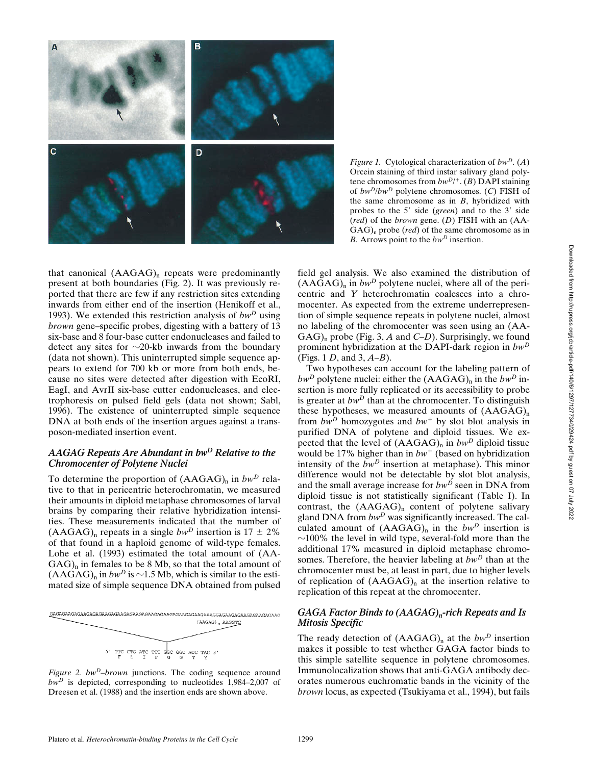*Figure 1.* Cytological characterization of $bw^D$. (*A*) Orcein staining of third instar salivary gland polytene chromosomes from $bw^D/+$. (*B*) DAPI staining of $bw^D/bw^D$ polytene chromosomes. (*C*) FISH of the same chromosome as in *B*, hybridized with probes to the 5′ side (*green*) and to the 3′ side (*red*) of the *brown* gene. (*D*) FISH with an $(AAGAG)_n$ probe (*red*) of the same chromosome as in *B*. Arrows point to the $bw^D$ insertion.

that canonical $(AAGAG)_n$ repeats were predominantly present at both boundaries (Fig. 2). It was previously reported that there are few if any restriction sites extending inwards from either end of the insertion (Henikoff et al., 1993). We extended this restriction analysis of $bw^D$ using *brown* gene–specific probes, digesting with a battery of 13 six-base and 8 four-base cutter endonucleases and failed to detect any sites for ~20-kb inwards from the boundary (data not shown). This uninterrupted simple sequence appears to extend for 700 kb or more from both ends, because no sites were detected after digestion with EcoRI, EagI, and AvrII six-base cutter endonucleases, and electrophoresis on pulsed field gels (data not shown; Sabl, 1996). The existence of uninterrupted simple sequence DNA at both ends of the insertion argues against a transposon-mediated insertion event.

### *AAGAG Repeats Are Abundant in $bw^D$ Relative to the Chromocenter of Polytene Nuclei*

To determine the proportion of $(AAGAG)_n$ in $bw^D$ relative to that in pericentric heterochromatin, we measured their amounts in diploid metaphase chromosomes of larval brains by comparing their relative hybridization intensities. These measurements indicated that the number of $(AAGAG)_n$ repeats in a single $bw^D$ insertion is 17 ± 2% of that found in a haploid genome of wild-type females. Lohe et al. (1993) estimated the total amount of $(AAGAG)_n$ in females to be 8 Mb, so that the total amount of $(AAGAG)_n$ in $bw^D$ is ~1.5 Mb, which is similar to the estimated size of simple sequence DNA obtained from pulsed field gel analysis. We also examined the distribution of $(AAGAG)_n$ in $bw^D$ polytene nuclei, where all of the pericentric and *Y* heterochromatin coalesces into a chromocenter. As expected from the extreme underrepresentation of simple sequence repeats in polytene nuclei, almost no labeling of the chromocenter was seen using an $(AAGAG)_n$ probe (Fig. 3, *A* and *C–D*). Surprisingly, we found prominent hybridization at the DAPI-dark region in $bw^D$ (Figs. 1 *D*, and 3, *A–B*).

Two hypotheses can account for the labeling pattern of $bw^D$ polytene nuclei: either the $(AAGAG)_n$ in the $bw^D$ insertion is more fully replicated or its accessibility to probe is greater at $bw^D$ than at the chromocenter. To distinguish these hypotheses, we measured amounts of $(AAGAG)_n$ from $bw^D$ homozygotes and $bw^+$ by slot blot analysis in purified DNA of polytene and diploid tissues. We expected that the level of $(AAGAG)_n$ in $bw^D$ diploid tissue would be 17% higher than in $bw^+$ (based on hybridization intensity of the $bw^D$ insertion at metaphase). This minor difference would not be detectable by slot blot analysis, and the small average increase for $bw^D$ seen in DNA from diploid tissue is not statistically significant (Table I). In contrast, the $(AAGAG)_n$ content of polytene salivary gland DNA from $bw^D$ was significantly increased. The calculated amount of $(AAGAG)_n$ in the $bw^D$ insertion is ~100% the level in wild type, several-fold more than the additional 17% measured in diploid metaphase chromosomes. Therefore, the heavier labeling at $bw^D$ than at the chromocenter must be, at least in part, due to higher levels of replication of $(AAGAG)_n$ at the insertion relative to replication of this repeat at the chromocenter.

### *GAGA Factor Binds to $(AAGAG)_n$-rich Repeats and Is Mitosis Specific*

The ready detection of $(AAGAG)_n$ at the $bw^D$ insertion makes it possible to test whether GAGA factor binds to this simple satellite sequence in polytene chromosomes. Immunolocalization shows that anti-GAGA antibody decorates numerous euchromatic bands in the vicinity of the *brown* locus, as expected (Tsukiyama et al., 1994), but fails

```
GAGAGAAGAGAAGAGAGAAGAGAAGAGAAGAGAAGAGAAGAGAAGAGAAGAGAAGAAAGGAGAAGAGAAGAGAAGAGAAG
                                              (AAGAG)n AAGGTC

5' TTC CTG ATC TTT GGC GGC ACC TAC 3'
    F   L   I   F   G   G   T   Y
```

*Figure 2.* $bw^D$–*brown* junctions. The coding sequence around $bw^D$ is depicted, corresponding to nucleotides 1,984–2,007 of Dreesen et al. (1988) and the insertion ends are shown above.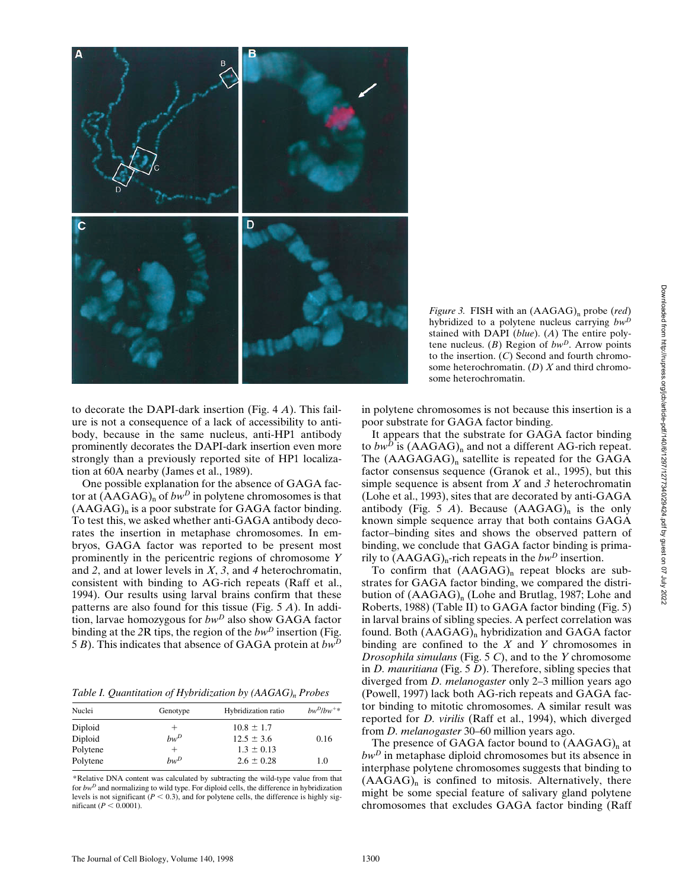*Figure 3.* FISH with an $(AAGAG)_n$ probe (*red*) hybridized to a polytene nucleus carrying $bw^D$ stained with DAPI (*blue*). (*A*) The entire polytene nucleus. (*B*) Region of $bw^D$. Arrow points to the insertion. (*C*) Second and fourth chromosome heterochromatin. (*D*) *X* and third chromosome heterochromatin.

to decorate the DAPI-dark insertion (Fig. 4 *A*). This failure is not a consequence of a lack of accessibility to antibody, because in the same nucleus, anti-HP1 antibody prominently decorates the DAPI-dark insertion even more strongly than a previously reported site of HP1 localization at 60A nearby (James et al., 1989).

One possible explanation for the absence of GAGA factor at $(AAGAG)_n$ of $bw^D$ in polytene chromosomes is that $(AAGAG)_n$ is a poor substrate for GAGA factor binding. To test this, we asked whether anti-GAGA antibody decorates the insertion in metaphase chromosomes. In embryos, GAGA factor was reported to be present most prominently in the pericentric regions of chromosome *Y* and *2*, and at lower levels in *X*, *3*, and *4* heterochromatin, consistent with binding to AG-rich repeats (Raff et al., 1994). Our results using larval brains confirm that these patterns are also found for this tissue (Fig. 5 *A*). In addition, larvae homozygous for $bw^D$ also show GAGA factor binding at the *2*R tips, the region of the $bw^D$ insertion (Fig. 5 *B*). This indicates that absence of GAGA protein at $bw^D$ in polytene chromosomes is not because this insertion is a poor substrate for GAGA factor binding.

It appears that the substrate for GAGA factor binding to $bw^D$ is $(AAGAG)_n$ and not a different AG-rich repeat. The $(AAGAGAG)_n$ satellite is repeated for the GAGA factor consensus sequence (Granok et al., 1995), but this simple sequence is absent from *X* and *3* heterochromatin (Lohe et al., 1993), sites that are decorated by anti-GAGA antibody (Fig. 5 *A*). Because $(AAGAG)_n$ is the only known simple sequence array that both contains GAGA factor–binding sites and shows the observed pattern of binding, we conclude that GAGA factor binding is primarily to $(AAGAG)_n$-rich repeats in the $bw^D$ insertion.

To confirm that $(AAGAG)_n$ repeat blocks are substrates for GAGA factor binding, we compared the distribution of $(AAGAG)_n$ (Lohe and Brutlag, 1987; Lohe and Roberts, 1988) (Table II) to GAGA factor binding (Fig. 5) in larval brains of sibling species. A perfect correlation was found. Both $(AAGAG)_n$ hybridization and GAGA factor binding are confined to the *X* and *Y* chromosomes in *Drosophila simulans* (Fig. 5 *C*), and to the *Y* chromosome in *D. mauritiana* (Fig. 5 *D*). Therefore, sibling species that diverged from *D. melanogaster* only 2–3 million years ago (Powell, 1997) lack both AG-rich repeats and GAGA factor binding to mitotic chromosomes. A similar result was reported for *D. virilis* (Raff et al., 1994), which diverged from *D. melanogaster* 30–60 million years ago.

The presence of GAGA factor bound to $(AAGAG)_n$ at $bw^D$ in metaphase diploid chromosomes but its absence in interphase polytene chromosomes suggests that binding to $(AAGAG)_n$ is confined to mitosis. Alternatively, there might be some special feature of salivary gland polytene chromosomes that excludes GAGA factor binding (Raff

*Table I. Quantitation of Hybridization by $(AAGAG)_n$ Probes*

| Nuclei | Genotype | Hybridization ratio | $bw^D/bw^{+}$* |
|---|---|---|---|
| Diploid | + | 10.8 ± 1.7 | |
| Diploid | $bw^D$ | 12.5 ± 3.6 | 0.16 |
| Polytene | + | 1.3 ± 0.13 | |
| Polytene | $bw^D$ | 2.6 ± 0.28 | 1.0 |

*Relative DNA content was calculated by subtracting the wild-type value from that for $bw^D$ and normalizing to wild type. For diploid cells, the difference in hybridization levels is not significant ($P < 0.3$), and for polytene cells, the difference is highly significant ($P < 0.0001$).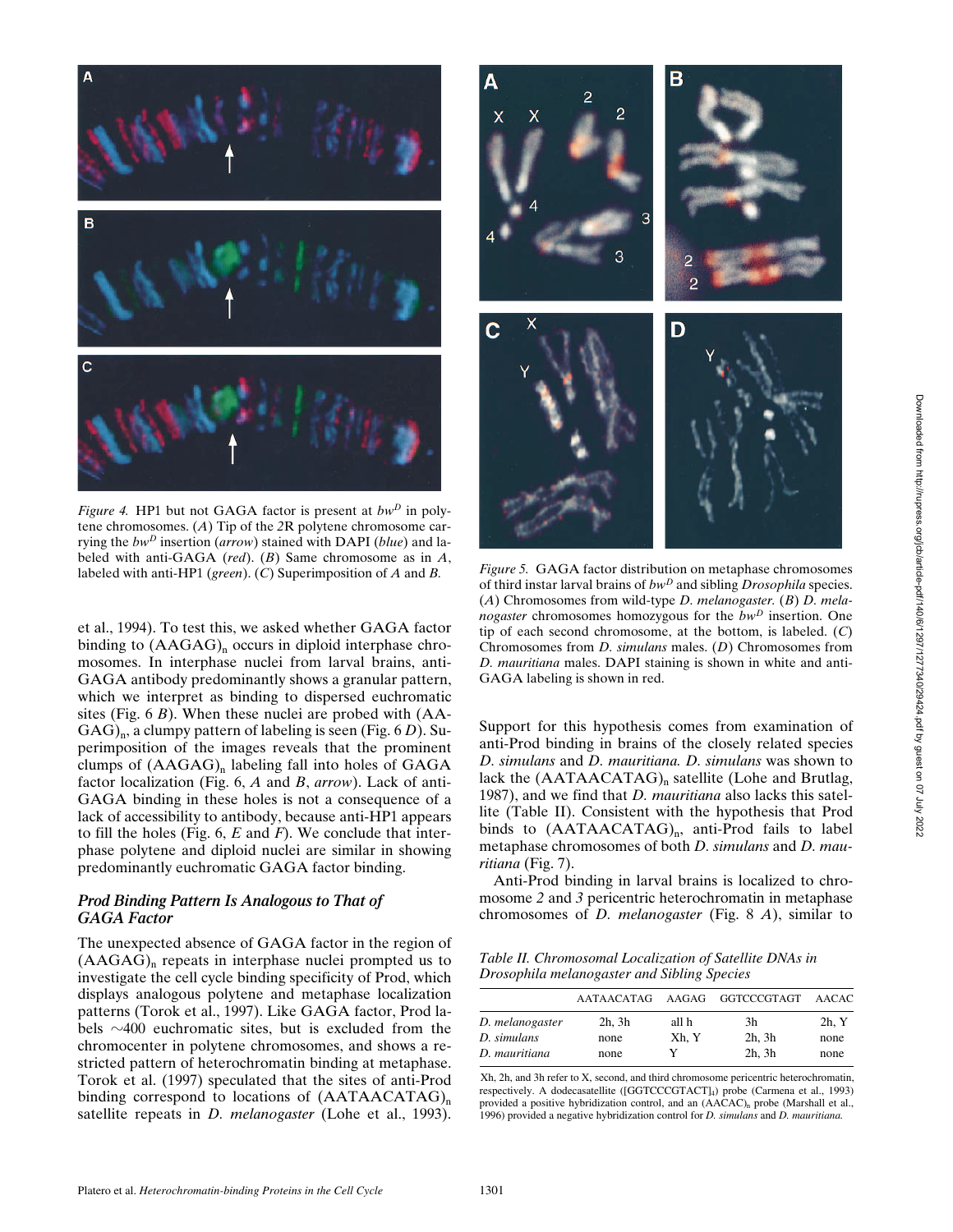*Figure 4.* HP1 but not GAGA factor is present at $bw^D$ in polytene chromosomes. (*A*) Tip of the *2*R polytene chromosome carrying the $bw^D$ insertion (*arrow*) stained with DAPI (*blue*) and labeled with anti-GAGA (*red*). (*B*) Same chromosome as in *A*, labeled with anti-HP1 (*green*). (*C*) Superimposition of *A* and *B*.

*Figure 5.* GAGA factor distribution on metaphase chromosomes of third instar larval brains of $bw^D$ and sibling *Drosophila* species. (*A*) Chromosomes from wild-type *D. melanogaster*. (*B*) *D. melanogaster* chromosomes homozygous for the $bw^D$ insertion. One tip of each second chromosome, at the bottom, is labeled. (*C*) Chromosomes from *D. simulans* males. (*D*) Chromosomes from *D. mauritiana* males. DAPI staining is shown in white and anti-GAGA labeling is shown in red.

et al., 1994). To test this, we asked whether GAGA factor binding to $(AAGAG)_n$ occurs in diploid interphase chromosomes. In interphase nuclei from larval brains, anti-GAGA antibody predominantly shows a granular pattern, which we interpret as binding to dispersed euchromatic sites (Fig. 6 *B*). When these nuclei are probed with $(AAGAG)_n$, a clumpy pattern of labeling is seen (Fig. 6 *D*). Superimposition of the images reveals that the prominent clumps of $(AAGAG)_n$ labeling fall into holes of GAGA factor localization (Fig. 6, *A* and *B*, *arrow*). Lack of anti-GAGA binding in these holes is not a consequence of a lack of accessibility to antibody, because anti-HP1 appears to fill the holes (Fig. 6, *E* and *F*). We conclude that interphase polytene and diploid nuclei are similar in showing predominantly euchromatic GAGA factor binding.

### *Prod Binding Pattern Is Analogous to That of GAGA Factor*

The unexpected absence of GAGA factor in the region of $(AAGAG)_n$ repeats in interphase nuclei prompted us to investigate the cell cycle binding specificity of Prod, which displays analogous polytene and metaphase localization patterns (Torok et al., 1997). Like GAGA factor, Prod labels ~400 euchromatic sites, but is excluded from the chromocenter in polytene chromosomes, and shows a restricted pattern of heterochromatin binding at metaphase. Torok et al. (1997) speculated that the sites of anti-Prod binding correspond to locations of $(AATAACATAG)_n$ satellite repeats in *D. melanogaster* (Lohe et al., 1993). Support for this hypothesis comes from examination of anti-Prod binding in brains of the closely related species *D. simulans* and *D. mauritiana. D. simulans* was shown to lack the $(AATAACATAG)_n$ satellite (Lohe and Brutlag, 1987), and we find that *D. mauritiana* also lacks this satellite (Table II). Consistent with the hypothesis that Prod binds to $(AATAACATAG)_n$, anti-Prod fails to label metaphase chromosomes of both *D. simulans* and *D. mauritiana* (Fig. 7).

Anti-Prod binding in larval brains is localized to chromosome *2* and *3* pericentric heterochromatin in metaphase chromosomes of *D. melanogaster* (Fig. 8 *A*), similar to

*Table II. Chromosomal Localization of Satellite DNAs in Drosophila melanogaster and Sibling Species*

| | AATAACATAG | AAGAG | GGTCCCGTAGT | AACAC |
|---|---|---|---|---|
| *D. melanogaster* | 2h, 3h | all h | 3h | 2h, Y |
| *D. simulans* | none | Xh, Y | 2h, 3h | none |
| *D. mauritiana* | none | Y | 2h, 3h | none |

Xh, 2h, and 3h refer to X, second, and third chromosome pericentric heterochromatin, respectively. A dodecasatellite ($[GGTCCCGTACT]_4$) probe (Carmena et al., 1993) provided a positive hybridization control, and an $(AACAC)_n$ probe (Marshall et al., 1996) provided a negative hybridization control for *D. simulans* and *D. mauritiana.*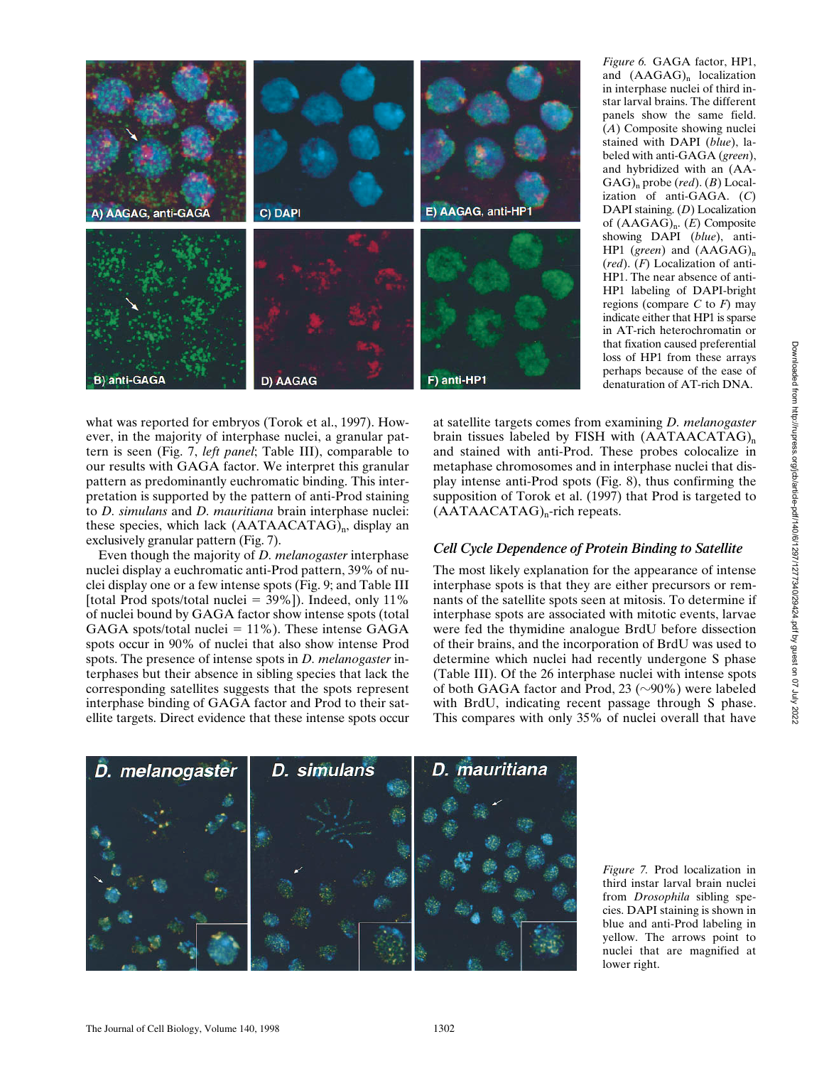*Figure 6.* GAGA factor, HP1, and $(AAGAG)_n$ localization in interphase nuclei of third instar larval brains. The different panels show the same field. (*A*) Composite showing nuclei stained with DAPI (*blue*), labeled with anti-GAGA (*green*), and hybridized with an $(AAGAG)_n$ probe (*red*). (*B*) Localization of anti-GAGA. (*C*) DAPI staining. (*D*) Localization of $(AAGAG)_n$. (*E*) Composite showing DAPI (*blue*), anti-HP1 (*green*) and $(AAGAG)_n$ (*red*). (*F*) Localization of anti-HP1. The near absence of anti-HP1 labeling of DAPI-bright regions (compare *C* to *F*) may indicate either that HP1 is sparse in AT-rich heterochromatin or that fixation caused preferential loss of HP1 from these arrays perhaps because of the ease of denaturation of AT-rich DNA.

what was reported for embryos (Torok et al., 1997). However, in the majority of interphase nuclei, a granular pattern is seen (Fig. 7, *left panel*; Table III), comparable to our results with GAGA factor. We interpret this granular pattern as predominantly euchromatic binding. This interpretation is supported by the pattern of anti-Prod staining to *D. simulans* and *D. mauritiana* brain interphase nuclei: these species, which lack $(AATAACATAG)_n$, display an exclusively granular pattern (Fig. 7).

Even though the majority of *D. melanogaster* interphase nuclei display a euchromatic anti-Prod pattern, 39% of nuclei display one or a few intense spots (Fig. 9; and Table III [total Prod spots/total nuclei = 39%]). Indeed, only 11% of nuclei bound by GAGA factor show intense spots (total GAGA spots/total nuclei = 11%). These intense GAGA spots occur in 90% of nuclei that also show intense Prod spots. The presence of intense spots in *D. melanogaster* interphases but their absence in sibling species that lack the corresponding satellites suggests that the spots represent interphase binding of GAGA factor and Prod to their satellite targets. Direct evidence that these intense spots occur at satellite targets comes from examining *D. melanogaster* brain tissues labeled by FISH with $(AATAACATAG)_n$ and stained with anti-Prod. These probes colocalize in metaphase chromosomes and in interphase nuclei that display intense anti-Prod spots (Fig. 8), thus confirming the supposition of Torok et al. (1997) that Prod is targeted to $(AATAACATAG)_n$-rich repeats.

### Cell Cycle Dependence of Protein Binding to Satellite

The most likely explanation for the appearance of intense interphase spots is that they are either precursors or remnants of the satellite spots seen at mitosis. To determine if interphase spots are associated with mitotic events, larvae were fed the thymidine analogue BrdU before dissection of their brains, and the incorporation of BrdU was used to determine which nuclei had recently undergone S phase (Table III). Of the 26 interphase nuclei with intense spots of both GAGA factor and Prod, 23 (~90%) were labeled with BrdU, indicating recent passage through S phase. This compares with only 35% of nuclei overall that have

*Figure 7.* Prod localization in third instar larval brain nuclei from *Drosophila* sibling species. DAPI staining is shown in blue and anti-Prod labeling in yellow. The arrows point to nuclei that are magnified at lower right.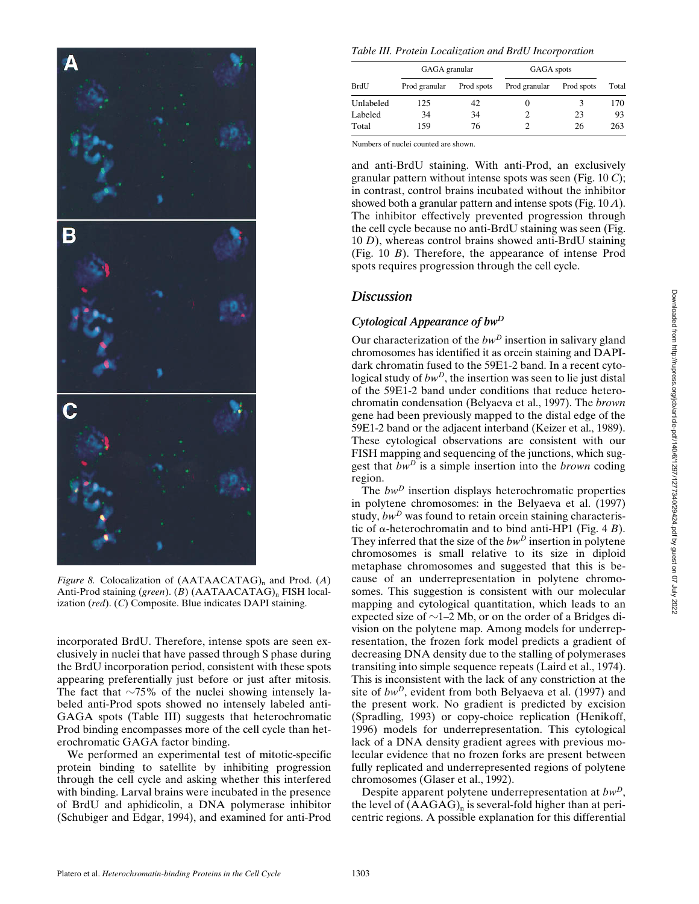*Figure 8.* Colocalization of $(AATAACATAG)_n$ and Prod. (*A*) Anti-Prod staining (*green*). (*B*) $(AATAACATAG)_n$ FISH localization (*red*). (*C*) Composite. Blue indicates DAPI staining.

incorporated BrdU. Therefore, intense spots are seen exclusively in nuclei that have passed through S phase during the BrdU incorporation period, consistent with these spots appearing preferentially just before or just after mitosis. The fact that ~75% of the nuclei showing intensely labeled anti-Prod spots showed no intensely labeled anti-GAGA spots (Table III) suggests that heterochromatic Prod binding encompasses more of the cell cycle than heterochromatic GAGA factor binding.

We performed an experimental test of mitotic-specific protein binding to satellite by inhibiting progression through the cell cycle and asking whether this interfered with binding. Larval brains were incubated in the presence of BrdU and aphidicolin, a DNA polymerase inhibitor (Schubiger and Edgar, 1994), and examined for anti-Prod

*Table III. Protein Localization and BrdU Incorporation*

| BrdU | GAGA granular | | GAGA spots | | Total |
|---|---|---|---|---|---|
| | Prod granular | Prod spots | Prod granular | Prod spots | |
| Unlabeled | 125 | 42 | 0 | 3 | 170 |
| Labeled | 34 | 34 | 2 | 23 | 93 |
| Total | 159 | 76 | 2 | 26 | 263 |

Numbers of nuclei counted are shown.

and anti-BrdU staining. With anti-Prod, an exclusively granular pattern without intense spots was seen (Fig. 10 *C*); in contrast, control brains incubated without the inhibitor showed both a granular pattern and intense spots (Fig. 10 *A*). The inhibitor effectively prevented progression through the cell cycle because no anti-BrdU staining was seen (Fig. 10 *D*), whereas control brains showed anti-BrdU staining (Fig. 10 *B*). Therefore, the appearance of intense Prod spots requires progression through the cell cycle.

## Discussion

### Cytological Appearance of $bw^D$

Our characterization of the $bw^D$ insertion in salivary gland chromosomes has identified it as orcein staining and DAPI-dark chromatin fused to the 59E1-2 band. In a recent cytological study of $bw^D$, the insertion was seen to lie just distal of the 59E1-2 band under conditions that reduce heterochromatin condensation (Belyaeva et al., 1997). The *brown* gene had been previously mapped to the distal edge of the 59E1-2 band or the adjacent interband (Keizer et al., 1989). These cytological observations are consistent with our FISH mapping and sequencing of the junctions, which suggest that $bw^D$ is a simple insertion into the *brown* coding region.

The $bw^D$ insertion displays heterochromatic properties in polytene chromosomes: in the Belyaeva et al. (1997) study, $bw^D$ was found to retain orcein staining characteristic of α-heterochromatin and to bind anti-HP1 (Fig. 4 *B*). They inferred that the size of the $bw^D$ insertion in polytene chromosomes is small relative to its size in diploid metaphase chromosomes and suggested that this is because of an underrepresentation in polytene chromosomes. This suggestion is consistent with our molecular mapping and cytological quantitation, which leads to an expected size of ~1–2 Mb, or on the order of a Bridges division on the polytene map. Among models for underrepresentation, the frozen fork model predicts a gradient of decreasing DNA density due to the stalling of polymerases transiting into simple sequence repeats (Laird et al., 1974). This is inconsistent with the lack of any constriction at the site of $bw^D$, evident from both Belyaeva et al. (1997) and the present work. No gradient is predicted by excision (Spradling, 1993) or copy-choice replication (Henikoff, 1996) models for underreplication. This cytological lack of a DNA density gradient agrees with previous molecular evidence that no frozen forks are present between fully replicated and underrepresented regions of polytene chromosomes (Glaser et al., 1992).

Despite apparent polytene underrepresentation at $bw^D$, the level of $(AAGAG)_n$ is several-fold higher than at pericentric regions. A possible explanation for this differential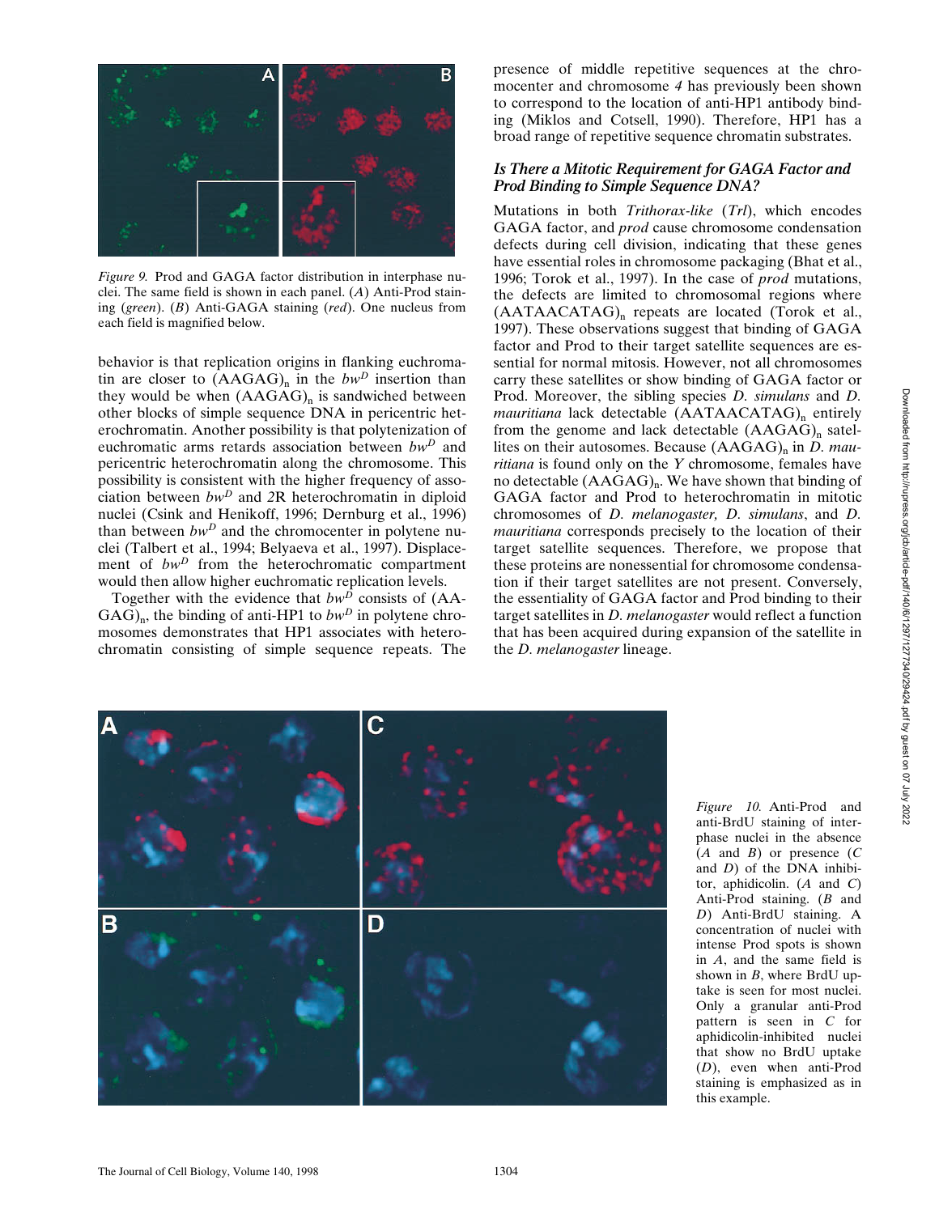*Figure 9.* Prod and GAGA factor distribution in interphase nuclei. The same field is shown in each panel. (*A*) Anti-Prod staining (*green*). (*B*) Anti-GAGA staining (*red*). One nucleus from each field is magnified below.

behavior is that replication origins in flanking euchromatin are closer to $(AAGAG)_n$ in the $bw^D$ insertion than they would be when $(AAGAG)_n$ is sandwiched between other blocks of simple sequence DNA in pericentric heterochromatin. Another possibility is that polytenization of euchromatic arms retards association between $bw^D$ and pericentric heterochromatin along the chromosome. This possibility is consistent with the higher frequency of association between $bw^D$ and *2*R heterochromatin in diploid nuclei (Csink and Henikoff, 1996; Dernburg et al., 1996) than between $bw^D$ and the chromocenter in polytene nuclei (Talbert et al., 1994; Belyaeva et al., 1997). Displacement of $bw^D$ from the heterochromatic compartment would then allow higher euchromatic replication levels.

Together with the evidence that $bw^D$ consists of $(AAGAG)_n$, the binding of anti-HP1 to $bw^D$ in polytene chromosomes demonstrates that HP1 associates with heterochromatin consisting of simple sequence repeats. The presence of middle repetitive sequences at the chromocenter and chromosome *4* has previously been shown to correspond to the location of anti-HP1 antibody binding (Miklos and Cotsell, 1990). Therefore, HP1 has a broad range of repetitive sequence chromatin substrates.

### *Is There a Mitotic Requirement for GAGA Factor and Prod Binding to Simple Sequence DNA?*

Mutations in both *Trithorax-like* (*Trl*), which encodes GAGA factor, and *prod* cause chromosome condensation defects during cell division, indicating that these genes have essential roles in chromosome packaging (Bhat et al., 1996; Torok et al., 1997). In the case of *prod* mutations, the defects are limited to chromosomal regions where $(AATAACATAG)_n$ repeats are located (Torok et al., 1997). These observations suggest that binding of GAGA factor and Prod to their target satellite sequences are essential for normal mitosis. However, not all chromosomes carry these satellites or show binding of GAGA factor or Prod. Moreover, the sibling species *D. simulans* and *D. mauritiana* lack detectable $(AATAACATAG)_n$ entirely from the genome and lack detectable $(AAGAG)_n$ satellites on their autosomes. Because $(AAGAG)_n$ in *D. mauritiana* is found only on the *Y* chromosome, females have no detectable $(AAGAG)_n$. We have shown that binding of GAGA factor and Prod to heterochromatin in mitotic chromosomes of *D. melanogaster, D. simulans*, and *D. mauritiana* corresponds precisely to the location of their target satellite sequences. Therefore, we propose that these proteins are nonessential for chromosome condensation if their target satellites are not present. Conversely, the essentiality of GAGA factor and Prod binding to their target satellites in *D. melanogaster* would reflect a function that has been acquired during expansion of the satellite in the *D. melanogaster* lineage.

*Figure 10.* Anti-Prod and anti-BrdU staining of interphase nuclei in the absence (*A* and *B*) or presence (*C* and *D*) of the DNA inhibitor, aphidicolin. (*A* and *C*) Anti-Prod staining. (*B* and *D*) Anti-BrdU staining. A concentration of nuclei with intense Prod spots is shown in *A*, and the same field is shown in *B*, where BrdU uptake is seen for most nuclei. Only a granular anti-Prod pattern is seen in *C* for aphidicolin-inhibited nuclei that show no BrdU uptake (*D*), even when anti-Prod staining is emphasized as in this example.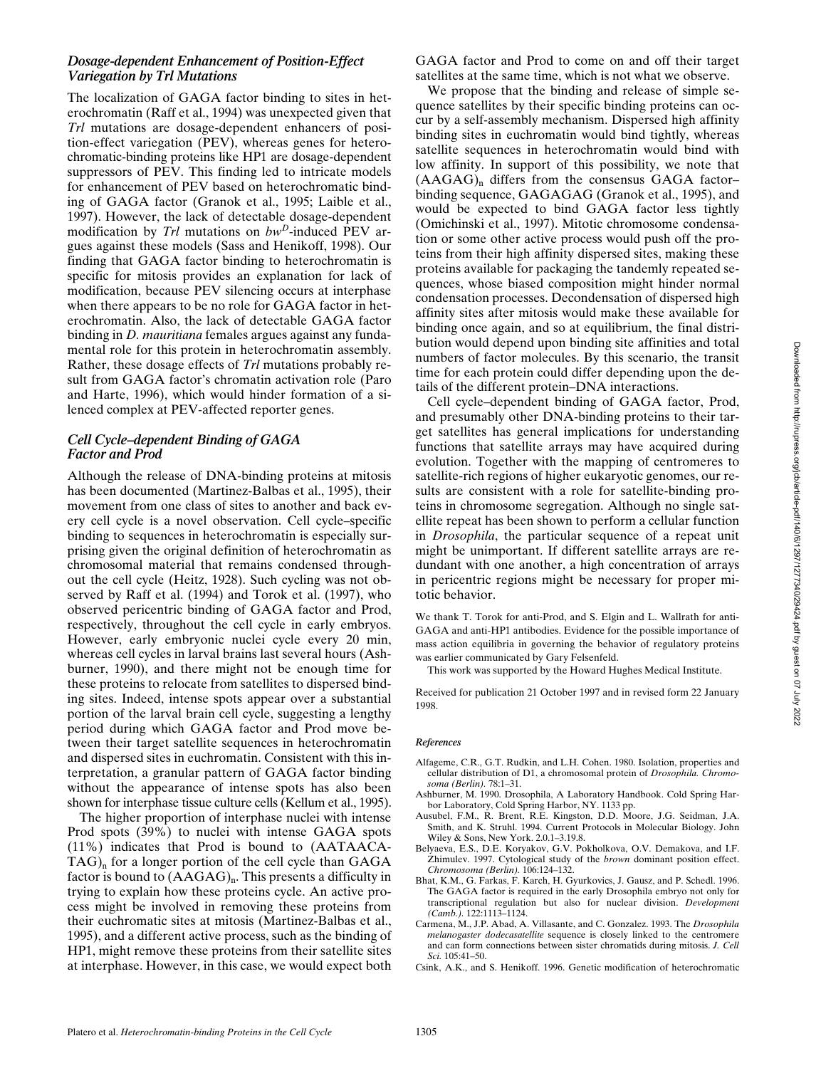### *Dosage-dependent Enhancement of Position-Effect Variegation by Trl Mutations*

The localization of GAGA factor binding to sites in heterochromatin (Raff et al., 1994) was unexpected given that *Trl* mutations are dosage-dependent enhancers of position-effect variegation (PEV), whereas genes for heterochromatic-binding proteins like HP1 are dosage-dependent suppressors of PEV. This finding led to intricate models for enhancement of PEV based on heterochromatic binding of GAGA factor (Granok et al., 1995; Laible et al., 1997). However, the lack of detectable dosage-dependent modification by *Trl* mutations on $bw^D$-induced PEV argues against these models (Sass and Henikoff, 1998). Our finding that GAGA factor binding to heterochromatin is specific for mitosis provides an explanation for lack of modification, because PEV silencing occurs at interphase when there appears to be no role for GAGA factor in heterochromatin. Also, the lack of detectable GAGA factor binding in *D. mauritiana* females argues against any fundamental role for this protein in heterochromatin assembly. Rather, these dosage effects of *Trl* mutations probably result from GAGA factor's chromatin activation role (Paro and Harte, 1996), which would hinder formation of a silenced complex at PEV-affected reporter genes.

### *Cell Cycle–dependent Binding of GAGA Factor and Prod*

Although the release of DNA-binding proteins at mitosis has been documented (Martinez-Balbas et al., 1995), their movement from one class of sites to another and back every cell cycle is a novel observation. Cell cycle–specific binding to sequences in heterochromatin is especially surprising given the original definition of heterochromatin as chromosomal material that remains condensed throughout the cell cycle (Heitz, 1928). Such cycling was not observed by Raff et al. (1994) and Torok et al. (1997), who observed pericentric binding of GAGA factor and Prod, respectively, throughout the cell cycle in early embryos. However, early embryonic nuclei cycle every 20 min, whereas cell cycles in larval brains last several hours (Ashburner, 1990), and there might not be enough time for these proteins to relocate from satellites to dispersed binding sites. Indeed, intense spots appear over a substantial portion of the larval brain cell cycle, suggesting a lengthy period during which GAGA factor and Prod move between their target satellite sequences in heterochromatin and dispersed sites in euchromatin. Consistent with this interpretation, a granular pattern of GAGA factor binding without the appearance of intense spots has also been shown for interphase tissue culture cells (Kellum et al., 1995).

The higher proportion of interphase nuclei with intense Prod spots (39%) to nuclei with intense GAGA spots (11%) indicates that Prod is bound to $(AATAACATAG)_n$ for a longer portion of the cell cycle than GAGA factor is bound to $(AAGAG)_n$. This presents a difficulty in trying to explain how these proteins cycle. An active process might be involved in removing these proteins from their euchromatic sites at mitosis (Martinez-Balbas et al., 1995), and a different active process, such as the binding of HP1, might remove these proteins from their satellite sites at interphase. However, in this case, we would expect both GAGA factor and Prod to come on and off their target satellites at the same time, which is not what we observe.

We propose that the binding and release of simple sequence satellites by their specific binding proteins can occur by a self-assembly mechanism. Dispersed high affinity binding sites in euchromatin would bind tightly, whereas satellite sequences in heterochromatin would bind with low affinity. In support of this possibility, we note that $(AAGAG)_n$ differs from the consensus GAGA factor–binding sequence, GAGAGAG (Granok et al., 1995), and would be expected to bind GAGA factor less tightly (Omichinski et al., 1997). Mitotic chromosome condensation or some other active process would push off the proteins from their high affinity dispersed sites, making these proteins available for packaging the tandemly repeated sequences, whose biased composition might hinder normal condensation processes. Decondensation of dispersed high affinity sites after mitosis would make these available for binding once again, and so at equilibrium, the final distribution would depend upon binding site affinities and total numbers of factor molecules. By this scenario, the transit time for each protein could differ depending upon the details of the different protein–DNA interactions.

Cell cycle–dependent binding of GAGA factor, Prod, and presumably other DNA-binding proteins to their target satellites has general implications for understanding functions that satellite arrays may have acquired during evolution. Together with the mapping of centromeres to satellite-rich regions of higher eukaryotic genomes, our results are consistent with a role for satellite-binding proteins in chromosome segregation. Although no single satellite repeat has been shown to perform a cellular function in *Drosophila*, the particular sequence of a repeat unit might be unimportant. If different satellite arrays are redundant with one another, a high concentration of arrays in pericentric regions might be necessary for proper mitotic behavior.

We thank T. Torok for anti-Prod, and S. Elgin and L. Wallrath for anti-GAGA and anti-HP1 antibodies. Evidence for the possible importance of mass action equilibria in governing the behavior of regulatory proteins was earlier communicated by Gary Felsenfeld.

This work was supported by the Howard Hughes Medical Institute.

Received for publication 21 October 1997 and in revised form 22 January 1998.

#### *References*

Alfageme, C.R., G.T. Rudkin, and L.H. Cohen. 1980. Isolation, properties and cellular distribution of D1, a chromosomal protein of *Drosophila. Chromosoma (Berlin).* 78:1–31.

Ashburner, M. 1990. Drosophila, A Laboratory Handbook. Cold Spring Harbor Laboratory, Cold Spring Harbor, NY. 1133 pp.

Ausubel, F.M., R. Brent, R.E. Kingston, D.D. Moore, J.G. Seidman, J.A. Smith, and K. Struhl. 1994. Current Protocols in Molecular Biology. John Wiley & Sons, New York. 2.0.1–3.19.8.

Belyaeva, E.S., D.E. Koryakov, G.V. Pokholkova, O.V. Demakova, and I.F. Zhimulev. 1997. Cytological study of the *brown* dominant position effect. *Chromosoma (Berlin).* 106:124–132.

Bhat, K.M., G. Farkas, F. Karch, H. Gyurkovics, J. Gausz, and P. Schedl. 1996. The GAGA factor is required in the early Drosophila embryo not only for transcriptional regulation but also for nuclear division. *Development (Camb.).* 122:1113–1124.

Carmena, M., J.P. Abad, A. Villasante, and C. Gonzalez. 1993. The *Drosophila melanogaster dodecasatellite* sequence is closely linked to the centromere and can form connections between sister chromatids during mitosis. *J. Cell Sci.* 105:41–50.

Csink, A.K., and S. Henikoff. 1996. Genetic modification of heterochromatic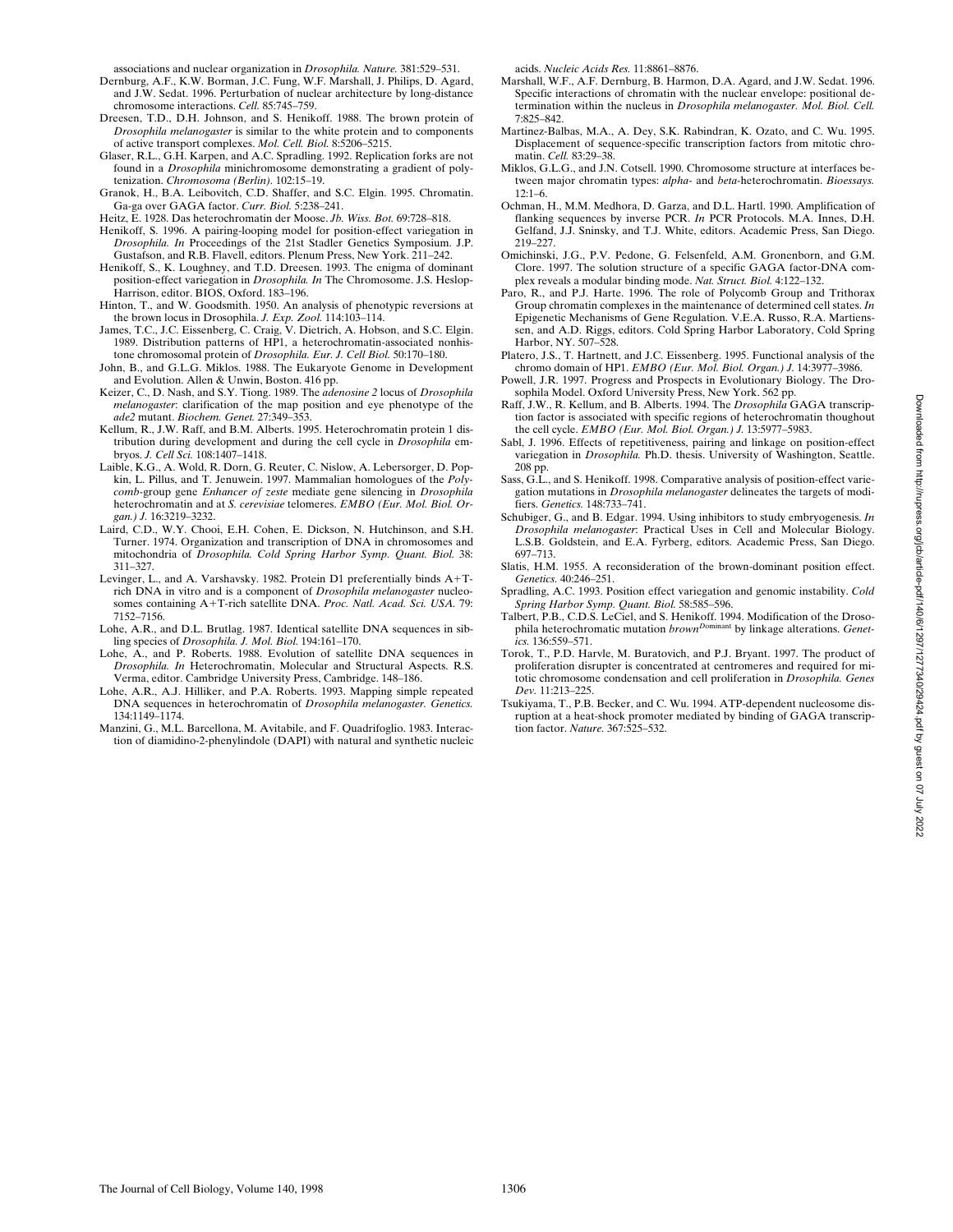associations and nuclear organization in *Drosophila. Nature.* 381:529–531.

Dernburg, A.F., K.W. Borman, J.C. Fung, W.F. Marshall, J. Philips, D. Agard, and J.W. Sedat. 1996. Perturbation of nuclear architecture by long-distance chromosome interactions. *Cell.* 85:745–759.

Dreesen, T.D., D.H. Johnson, and S. Henikoff. 1988. The brown protein of *Drosophila melanogaster* is similar to the white protein and to components of active transport complexes. *Mol. Cell. Biol.* 8:5206–5215.

Glaser, R.L., G.H. Karpen, and A.C. Spradling. 1992. Replication forks are not found in a *Drosophila* minichromosome demonstrating a gradient of polytenization. *Chromosoma (Berlin).* 102:15–19.

Granok, H., B.A. Leibovitch, C.D. Shaffer, and S.C. Elgin. 1995. Chromatin. Ga-ga over GAGA factor. *Curr. Biol.* 5:238–241.

Heitz, E. 1928. Das heterochromatin der Moose. *Jb. Wiss. Bot.* 69:728–818.

Henikoff, S. 1996. A pairing-looping model for position-effect variegation in *Drosophila. In* Proceedings of the 21st Stadler Genetics Symposium. J.P. Gustafson, and R.B. Flavell, editors. Plenum Press, New York. 211–242.

Henikoff, S., K. Loughney, and T.D. Dreesen. 1993. The enigma of dominant position-effect variegation in *Drosophila. In* The Chromosome. J.S. Heslop-Harrison, editor. BIOS, Oxford. 183–196.

Hinton, T., and W. Goodsmith. 1950. An analysis of phenotypic reversions at the brown locus in Drosophila. *J. Exp. Zool.* 114:103–114.

James, T.C., J.C. Eissenberg, C. Craig, V. Dietrich, A. Hobson, and S.C. Elgin. 1989. Distribution patterns of HP1, a heterochromatin-associated nonhistone chromosomal protein of *Drosophila. Eur. J. Cell Biol.* 50:170–180.

John, B., and G.L.G. Miklos. 1988. The Eukaryote Genome in Development and Evolution. Allen & Unwin, Boston. 416 pp.

Keizer, C., D. Nash, and S.Y. Tiong. 1989. The *adenosine 2* locus of *Drosophila melanogaster*: clarification of the map position and eye phenotype of the *ade2* mutant. *Biochem. Genet.* 27:349–353.

Kellum, R., J.W. Raff, and B.M. Alberts. 1995. Heterochromatin protein 1 distribution during development and during the cell cycle in *Drosophila* embryos. *J. Cell Sci.* 108:1407–1418.

Laible, K.G., A. Wold, R. Dorn, G. Reuter, C. Nislow, A. Lebersorger, D. Popkin, L. Pillus, and T. Jenuwein. 1997. Mammalian homologues of the *Polycomb*-group gene *Enhancer of zeste* mediate gene silencing in *Drosophila* heterochromatin and at *S. cerevisiae* telomeres. *EMBO (Eur. Mol. Biol. Organ.) J.* 16:3219–3232.

Laird, C.D., W.Y. Chooi, E.H. Cohen, E. Dickson, N. Hutchinson, and S.H. Turner. 1974. Organization and transcription of DNA in chromosomes and mitochondria of *Drosophila. Cold Spring Harbor Symp. Quant. Biol.* 38: 311–327.

Levinger, L., and A. Varshavsky. 1982. Protein D1 preferentially binds A+T-rich DNA in vitro and is a component of *Drosophila melanogaster* nucleosomes containing A+T-rich satellite DNA. *Proc. Natl. Acad. Sci. USA.* 79: 7152–7156.

Lohe, A.R., and D.L. Brutlag. 1987. Identical satellite DNA sequences in sibling species of *Drosophila. J. Mol. Biol.* 194:161–170.

Lohe, A., and P. Roberts. 1988. Evolution of satellite DNA sequences in *Drosophila. In* Heterochromatin, Molecular and Structural Aspects. R.S. Verma, editor. Cambridge University Press, Cambridge. 148–186.

Lohe, A.R., A.J. Hilliker, and P.A. Roberts. 1993. Mapping simple repeated DNA sequences in heterochromatin of *Drosophila melanogaster. Genetics.* 134:1149–1174.

Manzini, G., M.L. Barcellona, M. Avitabile, and F. Quadrifoglio. 1983. Interaction of diamidino-2-phenylindole (DAPI) with natural and synthetic nucleic acids. *Nucleic Acids Res.* 11:8861–8876.

Marshall, W.F., A.F. Dernburg, B. Harmon, D.A. Agard, and J.W. Sedat. 1996. Specific interactions of chromatin with the nuclear envelope: positional determination within the nucleus in *Drosophila melanogaster. Mol. Biol. Cell.* 7:825–842.

Martinez-Balbas, M.A., A. Dey, S.K. Rabindran, K. Ozato, and C. Wu. 1995. Displacement of sequence-specific transcription factors from mitotic chromatin. *Cell.* 83:29–38.

Miklos, G.L.G., and J.N. Cotsell. 1990. Chromosome structure at interfaces between major chromatin types: *alpha*- and *beta*-heterochromatin. *Bioessays.* 12:1–6.

Ochman, H., M.M. Medhora, D. Garza, and D.L. Hartl. 1990. Amplification of flanking sequences by inverse PCR. *In* PCR Protocols. M.A. Innes, D.H. Gelfand, J.J. Sninsky, and T.J. White, editors. Academic Press, San Diego. 219–227.

Omichinski, J.G., P.V. Pedone, G. Felsenfeld, A.M. Gronenborn, and G.M. Clore. 1997. The solution structure of a specific GAGA factor-DNA complex reveals a modular binding mode. *Nat. Struct. Biol.* 4:122–132.

Paro, R., and P.J. Harte. 1996. The role of Polycomb Group and Trithorax Group chromatin complexes in the maintenance of determined cell states. *In* Epigenetic Mechanisms of Gene Regulation. V.E.A. Russo, R.A. Martienssen, and A.D. Riggs, editors. Cold Spring Harbor Laboratory, Cold Spring Harbor, NY. 507–528.

Platero, J.S., T. Hartnett, and J.C. Eissenberg. 1995. Functional analysis of the chromo domain of HP1. *EMBO (Eur. Mol. Biol. Organ.) J.* 14:3977–3986.

Powell, J.R. 1997. Progress and Prospects in Evolutionary Biology. The Drosophila Model. Oxford University Press, New York. 562 pp.

Raff, J.W., R. Kellum, and B. Alberts. 1994. The *Drosophila* GAGA transcription factor is associated with specific regions of heterochromatin thoughout the cell cycle. *EMBO (Eur. Mol. Biol. Organ.) J.* 13:5977–5983.

Sabl, J. 1996. Effects of repetitiveness, pairing and linkage on position-effect variegation in *Drosophila.* Ph.D. thesis. University of Washington, Seattle. 208 pp.

Sass, G.L., and S. Henikoff. 1998. Comparative analysis of position-effect variegation mutations in *Drosophila melanogaster* delineates the targets of modifiers. *Genetics.* 148:733–741.

Schubiger, G., and B. Edgar. 1994. Using inhibitors to study embryogenesis. *In Drosophila melanogaster*: Practical Uses in Cell and Molecular Biology. L.S.B. Goldstein, and E.A. Fyrberg, editors. Academic Press, San Diego. 697–713.

Slatis, H.M. 1955. A reconsideration of the brown-dominant position effect. *Genetics.* 40:246–251.

Spradling, A.C. 1993. Position effect variegation and genomic instability. *Cold Spring Harbor Symp. Quant. Biol.* 58:585–596.

Talbert, P.B., C.D.S. LeCiel, and S. Henikoff. 1994. Modification of the Drosophila heterochromatic mutation *brown*$^{Dominant}$ by linkage alterations. *Genetics.* 136:559–571.

Torok, T., P.D. Harvle, M. Buratovich, and P.J. Bryant. 1997. The product of proliferation disrupter is concentrated at centromeres and required for mitotic chromosome condensation and cell proliferation in *Drosophila. Genes Dev.* 11:213–225.

Tsukiyama, T., P.B. Becker, and C. Wu. 1994. ATP-dependent nucleosome disruption at a heat-shock promoter mediated by binding of GAGA transcription factor. *Nature.* 367:525–532.